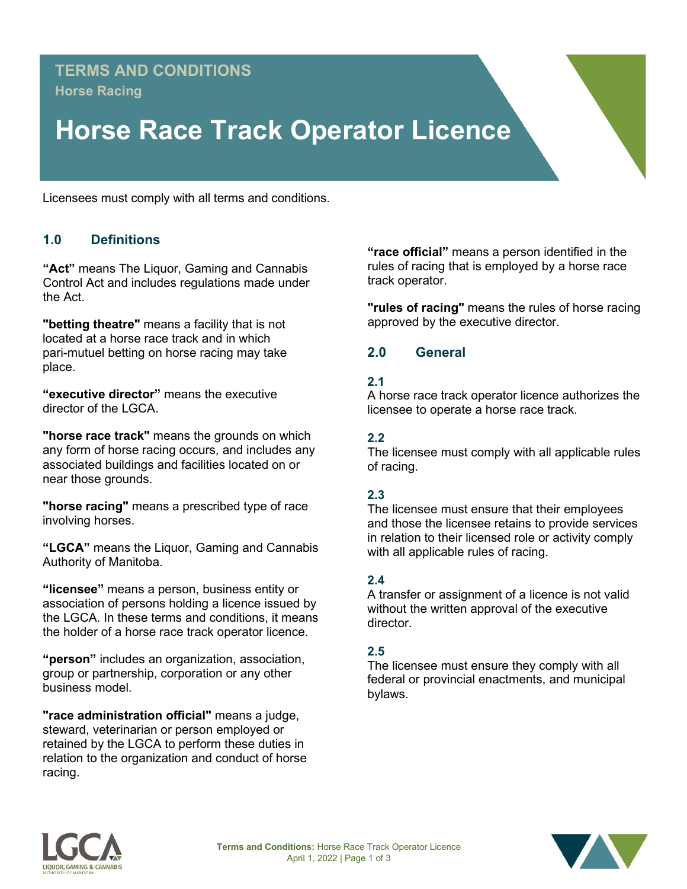TERMS AND CONDITIONS
Horse Racing

# Horse Race Track Operator Licence

Licensees must comply with all terms and conditions.

## 1.0 Definitions

**“Act”** means The Liquor, Gaming and Cannabis Control Act and includes regulations made under the Act.

**"betting theatre"** means a facility that is not located at a horse race track and in which pari-mutuel betting on horse racing may take place.

**“executive director”** means the executive director of the LGCA.

**"horse race track"** means the grounds on which any form of horse racing occurs, and includes any associated buildings and facilities located on or near those grounds.

**"horse racing"** means a prescribed type of race involving horses.

**“LGCA”** means the Liquor, Gaming and Cannabis Authority of Manitoba.

**“licensee”** means a person, business entity or association of persons holding a licence issued by the LGCA. In these terms and conditions, it means the holder of a horse race track operator licence.

**“person”** includes an organization, association, group or partnership, corporation or any other business model.

**"race administration official"** means a judge, steward, veterinarian or person employed or retained by the LGCA to perform these duties in relation to the organization and conduct of horse racing.

**“race official”** means a person identified in the rules of racing that is employed by a horse race track operator.

**"rules of racing"** means the rules of horse racing approved by the executive director.

## 2.0 General

### 2.1
A horse race track operator licence authorizes the licensee to operate a horse race track.

### 2.2
The licensee must comply with all applicable rules of racing.

### 2.3
The licensee must ensure that their employees and those the licensee retains to provide services in relation to their licensed role or activity comply with all applicable rules of racing.

### 2.4
A transfer or assignment of a licence is not valid without the written approval of the executive director.

### 2.5
The licensee must ensure they comply with all federal or provincial enactments, and municipal bylaws.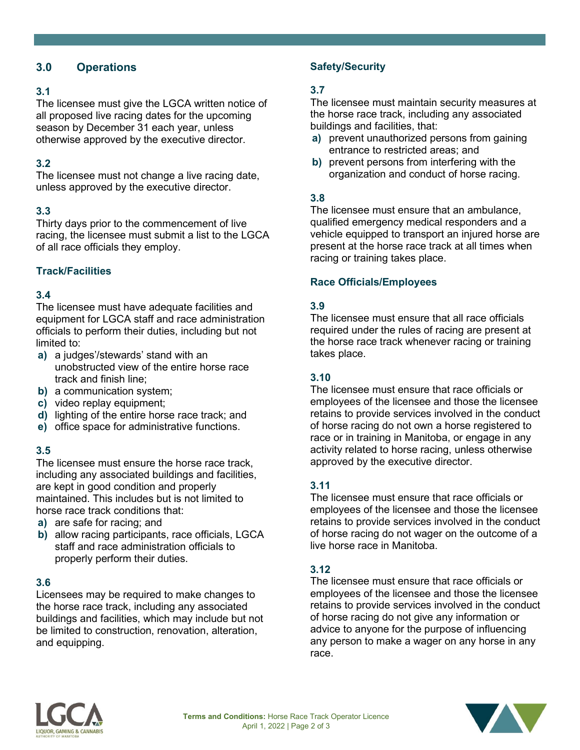## 3.0 Operations

### 3.1

The licensee must give the LGCA written notice of all proposed live racing dates for the upcoming season by December 31 each year, unless otherwise approved by the executive director.

### 3.2

The licensee must not change a live racing date, unless approved by the executive director.

### 3.3

Thirty days prior to the commencement of live racing, the licensee must submit a list to the LGCA of all race officials they employ.

### Track/Facilities

### 3.4

The licensee must have adequate facilities and equipment for LGCA staff and race administration officials to perform their duties, including but not limited to:

- **a)** a judges'/stewards' stand with an unobstructed view of the entire horse race track and finish line;
- **b)** a communication system;
- **c)** video replay equipment;
- **d)** lighting of the entire horse race track; and
- **e)** office space for administrative functions.

### 3.5

The licensee must ensure the horse race track, including any associated buildings and facilities, are kept in good condition and properly maintained. This includes but is not limited to horse race track conditions that:

- **a)** are safe for racing; and
- **b)** allow racing participants, race officials, LGCA staff and race administration officials to properly perform their duties.

### 3.6

Licensees may be required to make changes to the horse race track, including any associated buildings and facilities, which may include but not be limited to construction, renovation, alteration, and equipping.

### Safety/Security

### 3.7

The licensee must maintain security measures at the horse race track, including any associated buildings and facilities, that:

- **a)** prevent unauthorized persons from gaining entrance to restricted areas; and
- **b)** prevent persons from interfering with the organization and conduct of horse racing.

### 3.8

The licensee must ensure that an ambulance, qualified emergency medical responders and a vehicle equipped to transport an injured horse are present at the horse race track at all times when racing or training takes place.

### Race Officials/Employees

### 3.9

The licensee must ensure that all race officials required under the rules of racing are present at the horse race track whenever racing or training takes place.

### 3.10

The licensee must ensure that race officials or employees of the licensee and those the licensee retains to provide services involved in the conduct of horse racing do not own a horse registered to race or in training in Manitoba, or engage in any activity related to horse racing, unless otherwise approved by the executive director.

### 3.11

The licensee must ensure that race officials or employees of the licensee and those the licensee retains to provide services involved in the conduct of horse racing do not wager on the outcome of a live horse race in Manitoba.

### 3.12

The licensee must ensure that race officials or employees of the licensee and those the licensee retains to provide services involved in the conduct of horse racing do not give any information or advice to anyone for the purpose of influencing any person to make a wager on any horse in any race.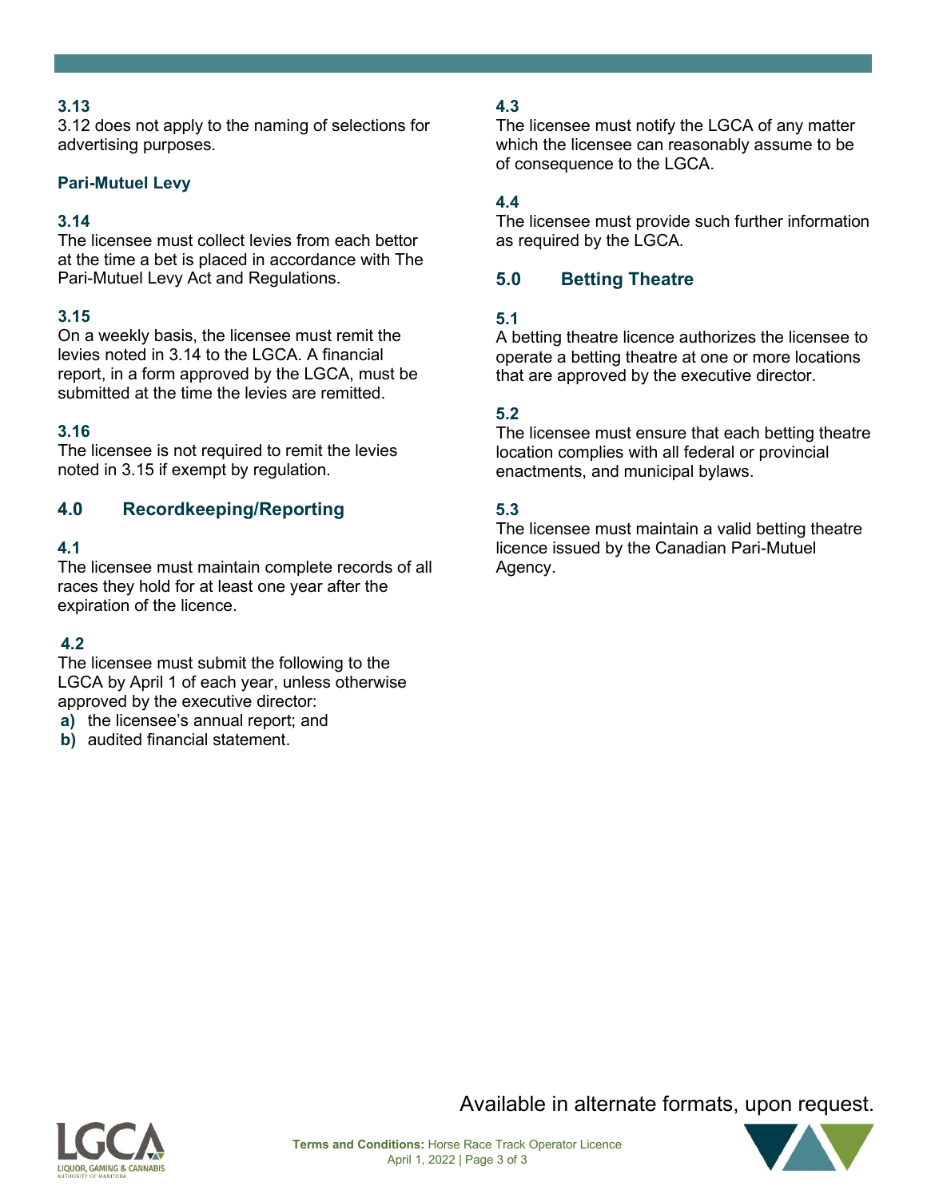**3.13**
3.12 does not apply to the naming of selections for advertising purposes.

### Pari-Mutuel Levy

**3.14**
The licensee must collect levies from each bettor at the time a bet is placed in accordance with The Pari-Mutuel Levy Act and Regulations.

**3.15**
On a weekly basis, the licensee must remit the levies noted in 3.14 to the LGCA. A financial report, in a form approved by the LGCA, must be submitted at the time the levies are remitted.

**3.16**
The licensee is not required to remit the levies noted in 3.15 if exempt by regulation.

## 4.0 Recordkeeping/Reporting

**4.1**
The licensee must maintain complete records of all races they hold for at least one year after the expiration of the licence.

**4.2**
The licensee must submit the following to the LGCA by April 1 of each year, unless otherwise approved by the executive director:

**a)** the licensee's annual report; and
**b)** audited financial statement.

**4.3**
The licensee must notify the LGCA of any matter which the licensee can reasonably assume to be of consequence to the LGCA.

**4.4**
The licensee must provide such further information as required by the LGCA.

## 5.0 Betting Theatre

**5.1**
A betting theatre licence authorizes the licensee to operate a betting theatre at one or more locations that are approved by the executive director.

**5.2**
The licensee must ensure that each betting theatre location complies with all federal or provincial enactments, and municipal bylaws.

**5.3**
The licensee must maintain a valid betting theatre licence issued by the Canadian Pari-Mutuel Agency.

Available in alternate formats, upon request.